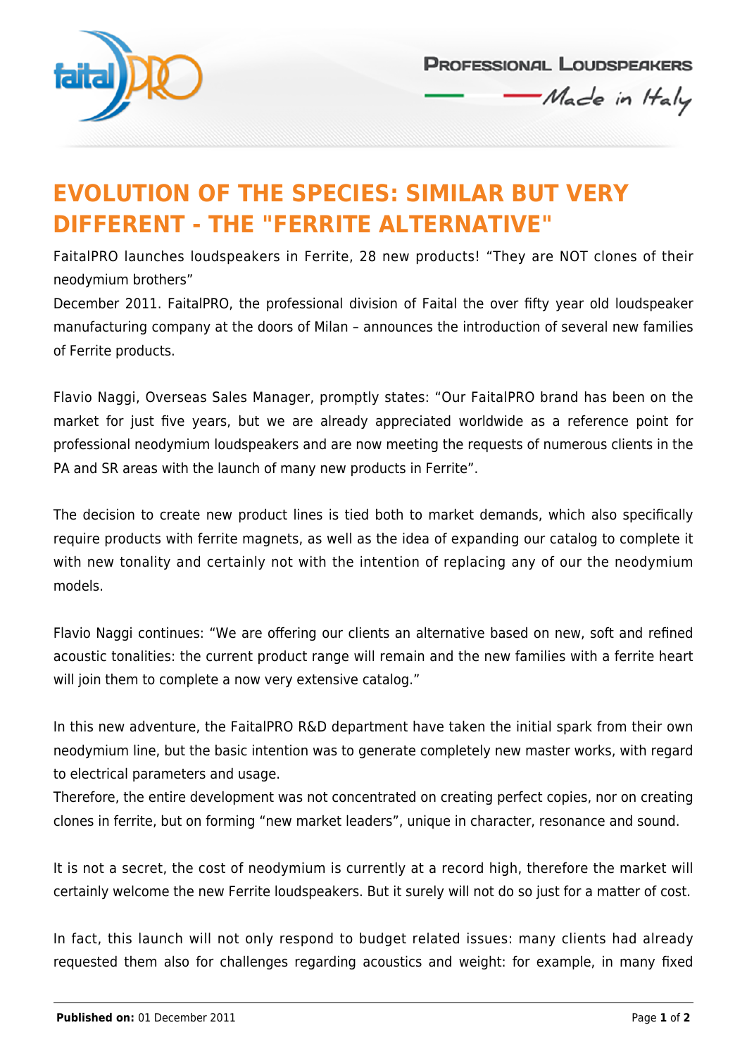# EVOLUTION OF THE SPECIES: SIMILAR BUT VERY DIFFERENT - THE "FERRITE ALTERNATIVE"

FaitalPRO launches loudspeakers in Ferrite, 28 new products! “They are NOT clones of their neodymium brothers”

December 2011. FaitalPRO, the professional division of Faital the over fifty year old loudspeaker manufacturing company at the doors of Milan – announces the introduction of several new families of Ferrite products.

Flavio Naggi, Overseas Sales Manager, promptly states: “Our FaitalPRO brand has been on the market for just five years, but we are already appreciated worldwide as a reference point for professional neodymium loudspeakers and are now meeting the requests of numerous clients in the PA and SR areas with the launch of many new products in Ferrite”.

The decision to create new product lines is tied both to market demands, which also specifically require products with ferrite magnets, as well as the idea of expanding our catalog to complete it with new tonality and certainly not with the intention of replacing any of our the neodymium models.

Flavio Naggi continues: “We are offering our clients an alternative based on new, soft and refined acoustic tonalities: the current product range will remain and the new families with a ferrite heart will join them to complete a now very extensive catalog.”

In this new adventure, the FaitalPRO R&D department have taken the initial spark from their own neodymium line, but the basic intention was to generate completely new master works, with regard to electrical parameters and usage.

Therefore, the entire development was not concentrated on creating perfect copies, nor on creating clones in ferrite, but on forming “new market leaders”, unique in character, resonance and sound.

It is not a secret, the cost of neodymium is currently at a record high, therefore the market will certainly welcome the new Ferrite loudspeakers. But it surely will not do so just for a matter of cost.

In fact, this launch will not only respond to budget related issues: many clients had already requested them also for challenges regarding acoustics and weight: for example, in many fixed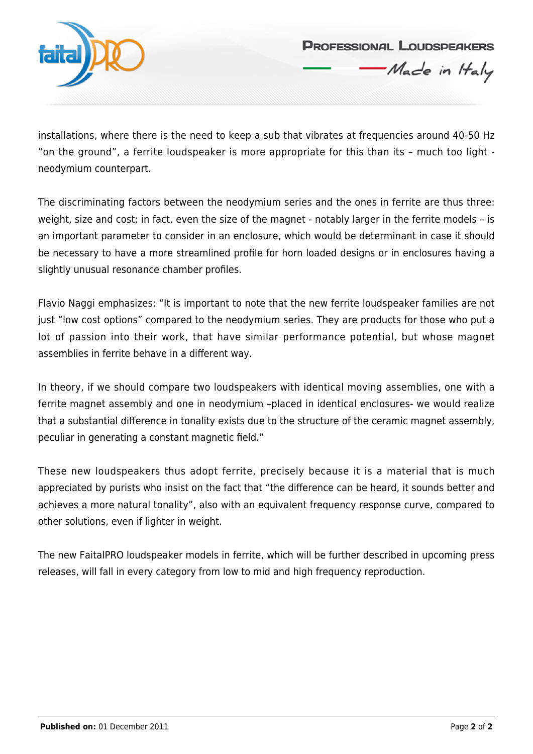installations, where there is the need to keep a sub that vibrates at frequencies around 40-50 Hz “on the ground”, a ferrite loudspeaker is more appropriate for this than its – much too light - neodymium counterpart.

The discriminating factors between the neodymium series and the ones in ferrite are thus three: weight, size and cost; in fact, even the size of the magnet - notably larger in the ferrite models – is an important parameter to consider in an enclosure, which would be determinant in case it should be necessary to have a more streamlined profile for horn loaded designs or in enclosures having a slightly unusual resonance chamber profiles.

Flavio Naggi emphasizes: “It is important to note that the new ferrite loudspeaker families are not just “low cost options” compared to the neodymium series. They are products for those who put a lot of passion into their work, that have similar performance potential, but whose magnet assemblies in ferrite behave in a different way.

In theory, if we should compare two loudspeakers with identical moving assemblies, one with a ferrite magnet assembly and one in neodymium –placed in identical enclosures- we would realize that a substantial difference in tonality exists due to the structure of the ceramic magnet assembly, peculiar in generating a constant magnetic field.”

These new loudspeakers thus adopt ferrite, precisely because it is a material that is much appreciated by purists who insist on the fact that “the difference can be heard, it sounds better and achieves a more natural tonality”, also with an equivalent frequency response curve, compared to other solutions, even if lighter in weight.

The new FaitalPRO loudspeaker models in ferrite, which will be further described in upcoming press releases, will fall in every category from low to mid and high frequency reproduction.

**Published on:** 01 December 2011